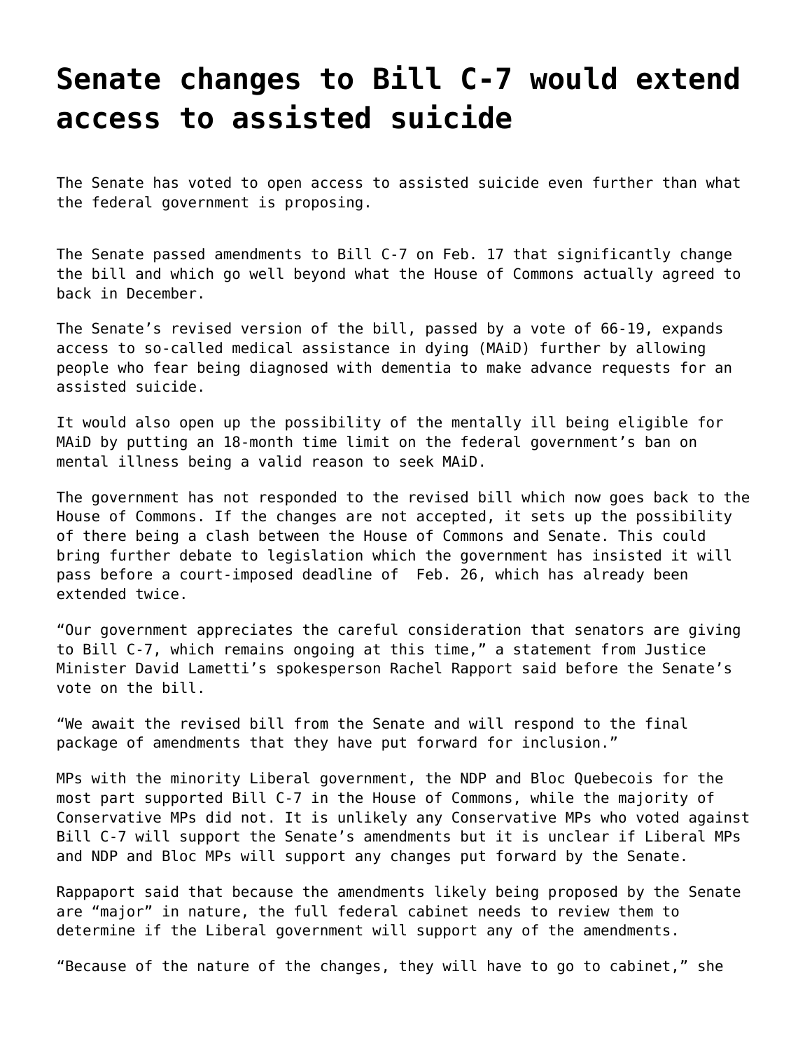# Senate changes to Bill C-7 would extend access to assisted suicide

The Senate has voted to open access to assisted suicide even further than what the federal government is proposing.

The Senate passed amendments to Bill C-7 on Feb. 17 that significantly change the bill and which go well beyond what the House of Commons actually agreed to back in December.

The Senate's revised version of the bill, passed by a vote of 66-19, expands access to so-called medical assistance in dying (MAiD) further by allowing people who fear being diagnosed with dementia to make advance requests for an assisted suicide.

It would also open up the possibility of the mentally ill being eligible for MAiD by putting an 18-month time limit on the federal government's ban on mental illness being a valid reason to seek MAiD.

The government has not responded to the revised bill which now goes back to the House of Commons. If the changes are not accepted, it sets up the possibility of there being a clash between the House of Commons and Senate. This could bring further debate to legislation which the government has insisted it will pass before a court-imposed deadline of Feb. 26, which has already been extended twice.

"Our government appreciates the careful consideration that senators are giving to Bill C-7, which remains ongoing at this time," a statement from Justice Minister David Lametti's spokesperson Rachel Rapport said before the Senate's vote on the bill.

"We await the revised bill from the Senate and will respond to the final package of amendments that they have put forward for inclusion."

MPs with the minority Liberal government, the NDP and Bloc Quebecois for the most part supported Bill C-7 in the House of Commons, while the majority of Conservative MPs did not. It is unlikely any Conservative MPs who voted against Bill C-7 will support the Senate's amendments but it is unclear if Liberal MPs and NDP and Bloc MPs will support any changes put forward by the Senate.

Rappaport said that because the amendments likely being proposed by the Senate are "major" in nature, the full federal cabinet needs to review them to determine if the Liberal government will support any of the amendments.

"Because of the nature of the changes, they will have to go to cabinet," she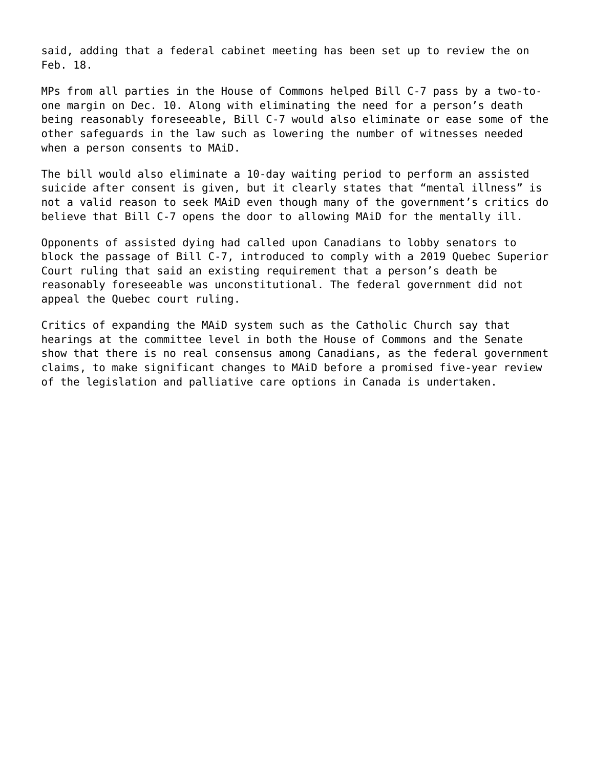said, adding that a federal cabinet meeting has been set up to review the on Feb. 18.

MPs from all parties in the House of Commons helped Bill C-7 pass by a two-to-one margin on Dec. 10. Along with eliminating the need for a person's death being reasonably foreseeable, Bill C-7 would also eliminate or ease some of the other safeguards in the law such as lowering the number of witnesses needed when a person consents to MAiD.

The bill would also eliminate a 10-day waiting period to perform an assisted suicide after consent is given, but it clearly states that "mental illness" is not a valid reason to seek MAiD even though many of the government's critics do believe that Bill C-7 opens the door to allowing MAiD for the mentally ill.

Opponents of assisted dying had called upon Canadians to lobby senators to block the passage of Bill C-7, introduced to comply with a 2019 Quebec Superior Court ruling that said an existing requirement that a person's death be reasonably foreseeable was unconstitutional. The federal government did not appeal the Quebec court ruling.

Critics of expanding the MAiD system such as the Catholic Church say that hearings at the committee level in both the House of Commons and the Senate show that there is no real consensus among Canadians, as the federal government claims, to make significant changes to MAiD before a promised five-year review of the legislation and palliative care options in Canada is undertaken.